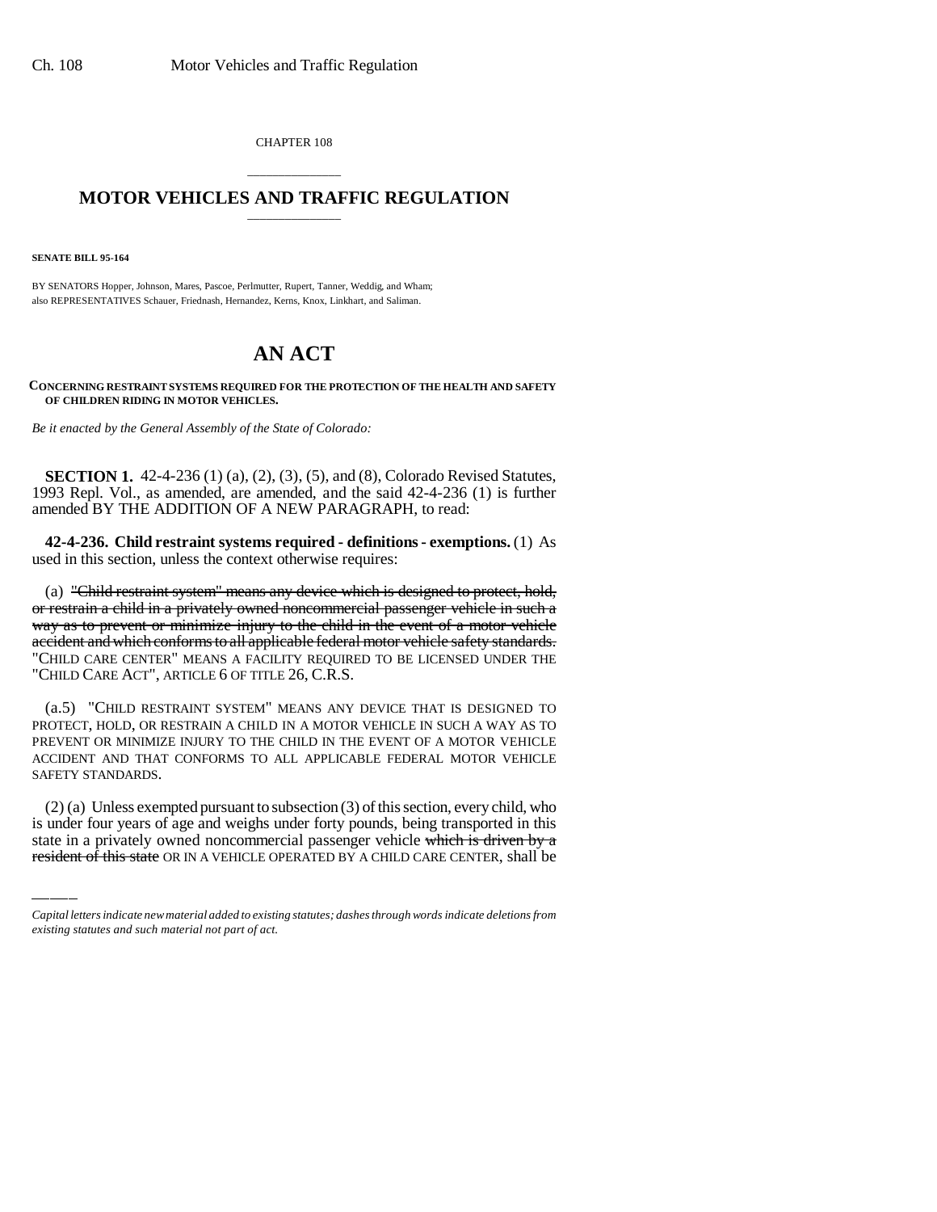CHAPTER 108

# MOTOR VEHICLES AND TRAFFIC REGULATION

**SENATE BILL 95-164**

BY SENATORS Hopper, Johnson, Mares, Pascoe, Perlmutter, Rupert, Tanner, Weddig, and Wham;
also REPRESENTATIVES Schauer, Friednash, Hernandez, Kerns, Knox, Linkhart, and Saliman.

# AN ACT

**CONCERNING RESTRAINT SYSTEMS REQUIRED FOR THE PROTECTION OF THE HEALTH AND SAFETY OF CHILDREN RIDING IN MOTOR VEHICLES.**

*Be it enacted by the General Assembly of the State of Colorado:*

**SECTION 1.** 42-4-236 (1) (a), (2), (3), (5), and (8), Colorado Revised Statutes, 1993 Repl. Vol., as amended, are amended, and the said 42-4-236 (1) is further amended BY THE ADDITION OF A NEW PARAGRAPH, to read:

**42-4-236. Child restraint systems required - definitions - exemptions.** (1) As used in this section, unless the context otherwise requires:

(a) ~~"Child restraint system" means any device which is designed to protect, hold, or restrain a child in a privately owned noncommercial passenger vehicle in such a way as to prevent or minimize injury to the child in the event of a motor vehicle accident and which conforms to all applicable federal motor vehicle safety standards.~~ "CHILD CARE CENTER" MEANS A FACILITY REQUIRED TO BE LICENSED UNDER THE "CHILD CARE ACT", ARTICLE 6 OF TITLE 26, C.R.S.

(a.5) "CHILD RESTRAINT SYSTEM" MEANS ANY DEVICE THAT IS DESIGNED TO PROTECT, HOLD, OR RESTRAIN A CHILD IN A MOTOR VEHICLE IN SUCH A WAY AS TO PREVENT OR MINIMIZE INJURY TO THE CHILD IN THE EVENT OF A MOTOR VEHICLE ACCIDENT AND THAT CONFORMS TO ALL APPLICABLE FEDERAL MOTOR VEHICLE SAFETY STANDARDS.

(2) (a) Unless exempted pursuant to subsection (3) of this section, every child, who is under four years of age and weighs under forty pounds, being transported in this state in a privately owned noncommercial passenger vehicle ~~which is driven by a resident of this state~~ OR IN A VEHICLE OPERATED BY A CHILD CARE CENTER, shall be

*Capital letters indicate new material added to existing statutes; dashes through words indicate deletions from existing statutes and such material not part of act.*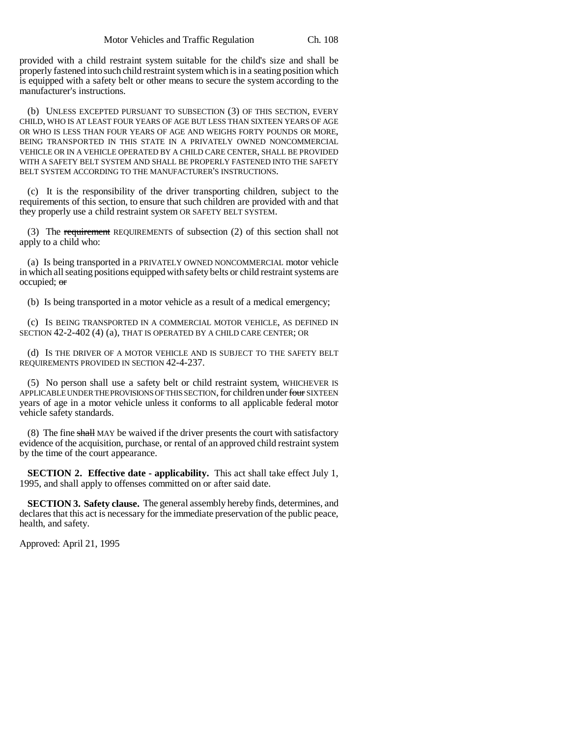provided with a child restraint system suitable for the child's size and shall be properly fastened into such child restraint system which is in a seating position which is equipped with a safety belt or other means to secure the system according to the manufacturer's instructions.

(b) UNLESS EXCEPTED PURSUANT TO SUBSECTION (3) OF THIS SECTION, EVERY CHILD, WHO IS AT LEAST FOUR YEARS OF AGE BUT LESS THAN SIXTEEN YEARS OF AGE OR WHO IS LESS THAN FOUR YEARS OF AGE AND WEIGHS FORTY POUNDS OR MORE, BEING TRANSPORTED IN THIS STATE IN A PRIVATELY OWNED NONCOMMERCIAL VEHICLE OR IN A VEHICLE OPERATED BY A CHILD CARE CENTER, SHALL BE PROVIDED WITH A SAFETY BELT SYSTEM AND SHALL BE PROPERLY FASTENED INTO THE SAFETY BELT SYSTEM ACCORDING TO THE MANUFACTURER'S INSTRUCTIONS.

(c) It is the responsibility of the driver transporting children, subject to the requirements of this section, to ensure that such children are provided with and that they properly use a child restraint system OR SAFETY BELT SYSTEM.

(3) The ~~requirement~~ REQUIREMENTS of subsection (2) of this section shall not apply to a child who:

(a) Is being transported in a PRIVATELY OWNED NONCOMMERCIAL motor vehicle in which all seating positions equipped with safety belts or child restraint systems are occupied; ~~or~~

(b) Is being transported in a motor vehicle as a result of a medical emergency;

(c) IS BEING TRANSPORTED IN A COMMERCIAL MOTOR VEHICLE, AS DEFINED IN SECTION 42-2-402 (4) (a), THAT IS OPERATED BY A CHILD CARE CENTER; OR

(d) IS THE DRIVER OF A MOTOR VEHICLE AND IS SUBJECT TO THE SAFETY BELT REQUIREMENTS PROVIDED IN SECTION 42-4-237.

(5) No person shall use a safety belt or child restraint system, WHICHEVER IS APPLICABLE UNDER THE PROVISIONS OF THIS SECTION, for children under ~~four~~ SIXTEEN years of age in a motor vehicle unless it conforms to all applicable federal motor vehicle safety standards.

(8) The fine ~~shall~~ MAY be waived if the driver presents the court with satisfactory evidence of the acquisition, purchase, or rental of an approved child restraint system by the time of the court appearance.

**SECTION 2. Effective date - applicability.** This act shall take effect July 1, 1995, and shall apply to offenses committed on or after said date.

**SECTION 3. Safety clause.** The general assembly hereby finds, determines, and declares that this act is necessary for the immediate preservation of the public peace, health, and safety.

Approved: April 21, 1995